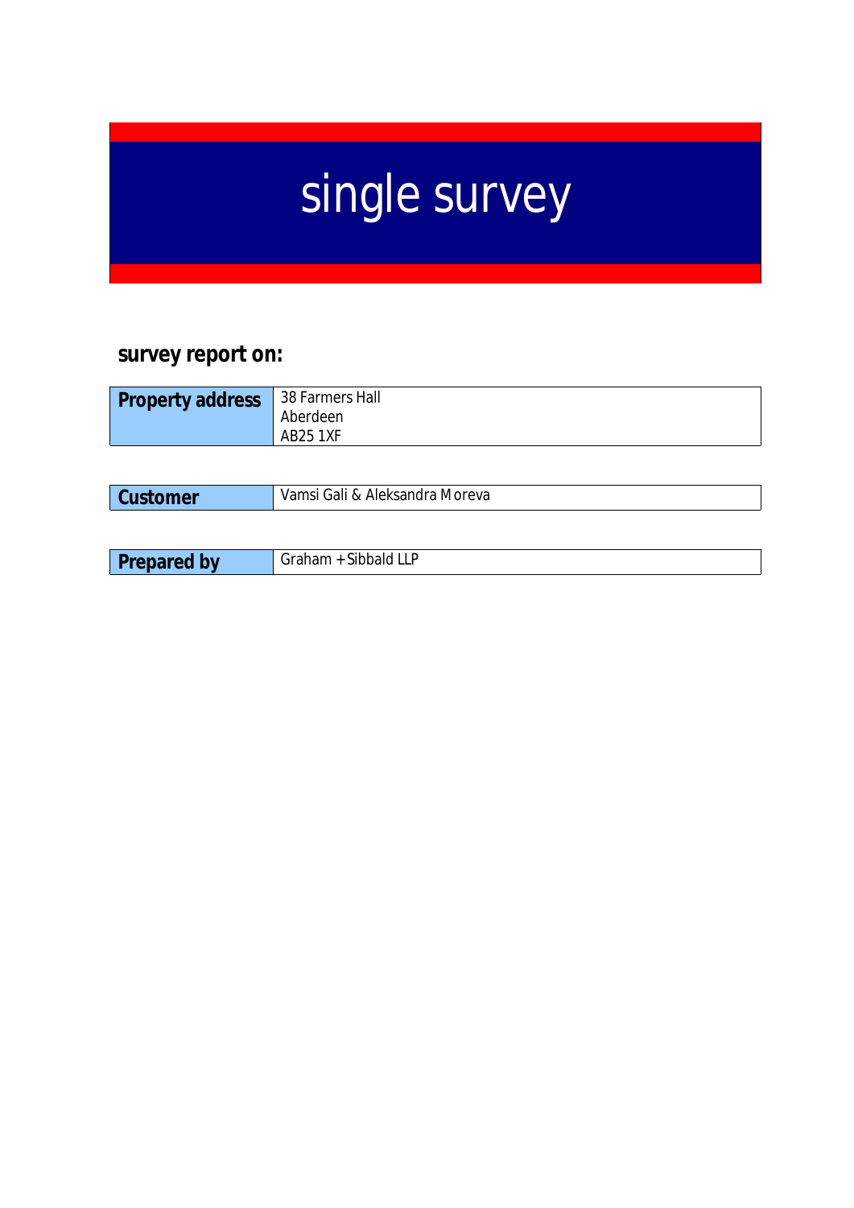# single survey

## survey report on:

| Property address | 38 Farmers Hall<br>Aberdeen<br>AB25 1XF |
|---|---|

| Customer | Vamsi Gali & Aleksandra Moreva |
|---|---|

| Prepared by | Graham + Sibbald LLP |
|---|---|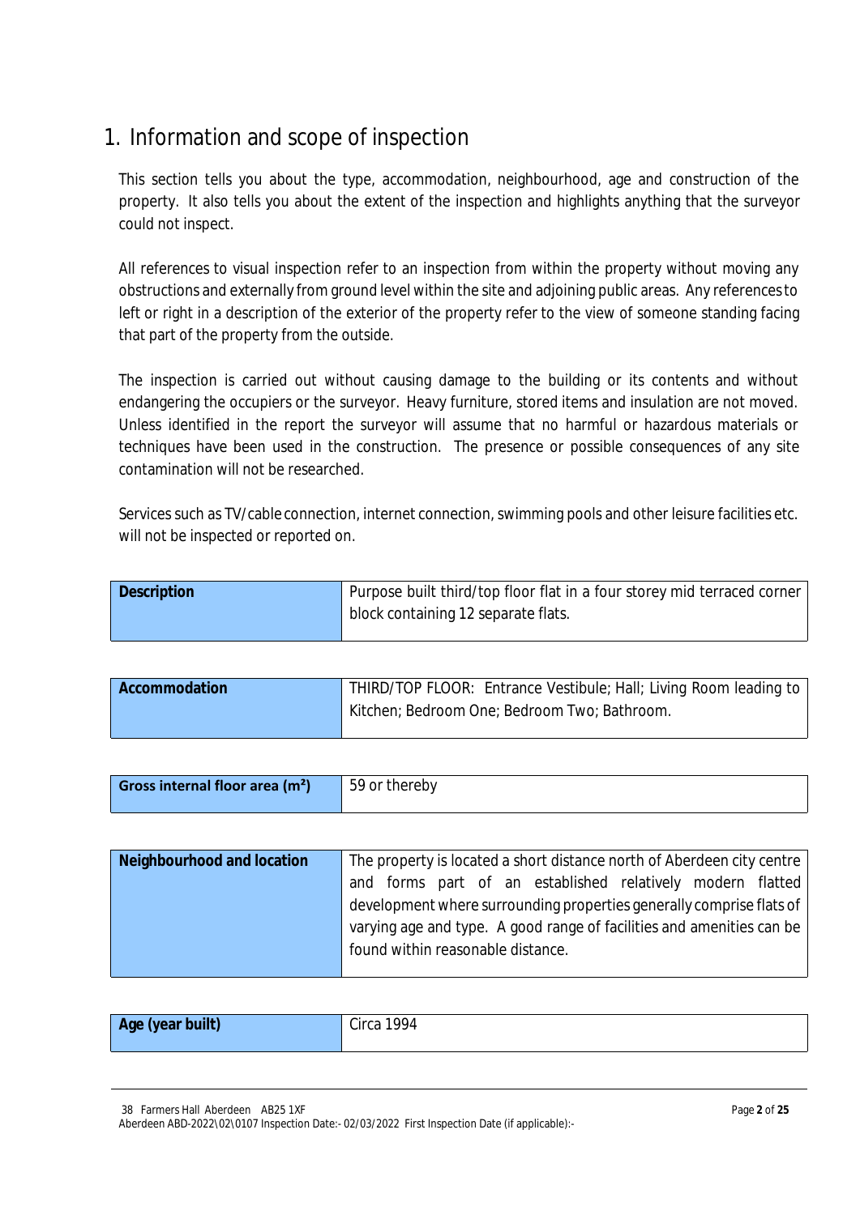# 1. Information and scope of inspection

This section tells you about the type, accommodation, neighbourhood, age and construction of the property. It also tells you about the extent of the inspection and highlights anything that the surveyor could not inspect.

All references to visual inspection refer to an inspection from within the property without moving any obstructions and externally from ground level within the site and adjoining public areas. Any references to left or right in a description of the exterior of the property refer to the view of someone standing facing that part of the property from the outside.

The inspection is carried out without causing damage to the building or its contents and without endangering the occupiers or the surveyor. Heavy furniture, stored items and insulation are not moved. Unless identified in the report the surveyor will assume that no harmful or hazardous materials or techniques have been used in the construction. The presence or possible consequences of any site contamination will not be researched.

Services such as TV/cable connection, internet connection, swimming pools and other leisure facilities etc. will not be inspected or reported on.

| | |
|---|---|
| **Description** | Purpose built third/top floor flat in a four storey mid terraced corner block containing 12 separate flats. |
| **Accommodation** | THIRD/TOP FLOOR: Entrance Vestibule; Hall; Living Room leading to Kitchen; Bedroom One; Bedroom Two; Bathroom. |
| **Gross internal floor area (m²)** | 59 or thereby |
| **Neighbourhood and location** | The property is located a short distance north of Aberdeen city centre and forms part of an established relatively modern flatted development where surrounding properties generally comprise flats of varying age and type. A good range of facilities and amenities can be found within reasonable distance. |
| **Age (year built)** | Circa 1994 |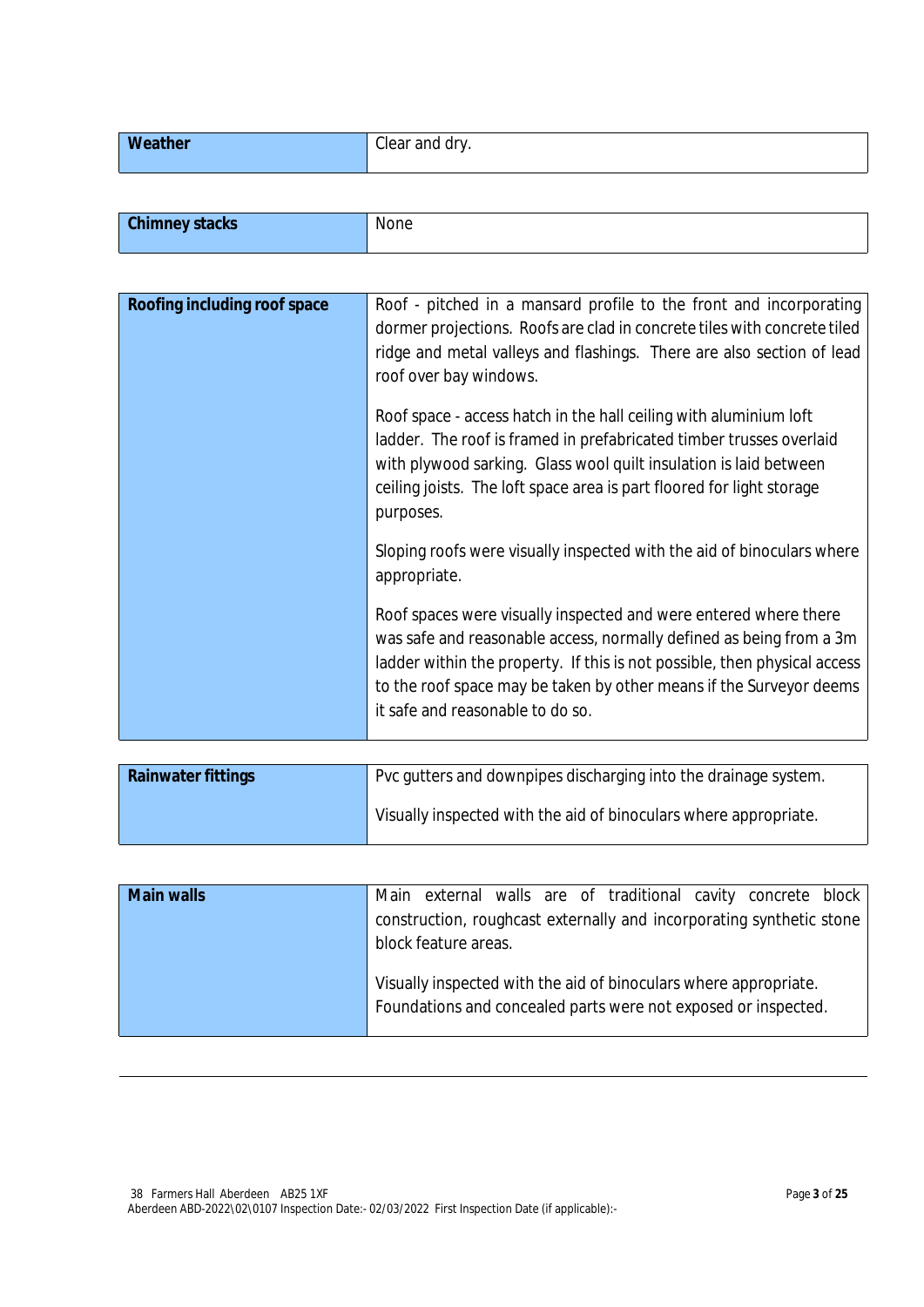| Weather | Clear and dry. |
| --- | --- |

| Chimney stacks | None |
| --- | --- |

| Roofing including roof space | Roof - pitched in a mansard profile to the front and incorporating dormer projections. Roofs are clad in concrete tiles with concrete tiled ridge and metal valleys and flashings. There are also section of lead roof over bay windows.<br><br>Roof space - access hatch in the hall ceiling with aluminium loft ladder. The roof is framed in prefabricated timber trusses overlaid with plywood sarking. Glass wool quilt insulation is laid between ceiling joists. The loft space area is part floored for light storage purposes.<br><br>Sloping roofs were visually inspected with the aid of binoculars where appropriate.<br><br>Roof spaces were visually inspected and were entered where there was safe and reasonable access, normally defined as being from a 3m ladder within the property. If this is not possible, then physical access to the roof space may be taken by other means if the Surveyor deems it safe and reasonable to do so. |
| --- | --- |

| Rainwater fittings | Pvc gutters and downpipes discharging into the drainage system.<br><br>Visually inspected with the aid of binoculars where appropriate. |
| --- | --- |

| Main walls | Main external walls are of traditional cavity concrete block construction, roughcast externally and incorporating synthetic stone block feature areas.<br><br>Visually inspected with the aid of binoculars where appropriate. Foundations and concealed parts were not exposed or inspected. |
| --- | --- |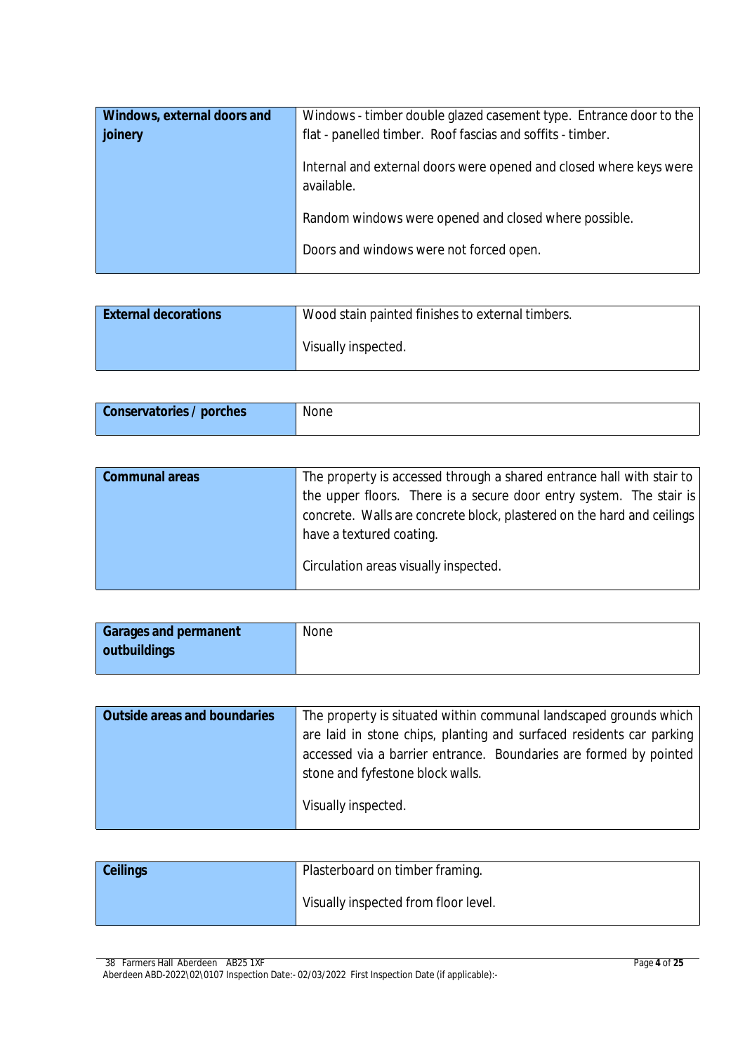| **Windows, external doors and joinery** | Windows - timber double glazed casement type. Entrance door to the flat - panelled timber. Roof fascias and soffits - timber.<br><br>Internal and external doors were opened and closed where keys were available.<br><br>Random windows were opened and closed where possible.<br><br>Doors and windows were not forced open. |
|---|---|

| **External decorations** | Wood stain painted finishes to external timbers.<br><br>Visually inspected. |
|---|---|

| **Conservatories / porches** | None |
|---|---|

| **Communal areas** | The property is accessed through a shared entrance hall with stair to the upper floors. There is a secure door entry system. The stair is concrete. Walls are concrete block, plastered on the hard and ceilings have a textured coating.<br><br>Circulation areas visually inspected. |
|---|---|

| **Garages and permanent outbuildings** | None |
|---|---|

| **Outside areas and boundaries** | The property is situated within communal landscaped grounds which are laid in stone chips, planting and surfaced residents car parking accessed via a barrier entrance. Boundaries are formed by pointed stone and fyfestone block walls.<br><br>Visually inspected. |
|---|---|

| **Ceilings** | Plasterboard on timber framing.<br><br>Visually inspected from floor level. |
|---|---|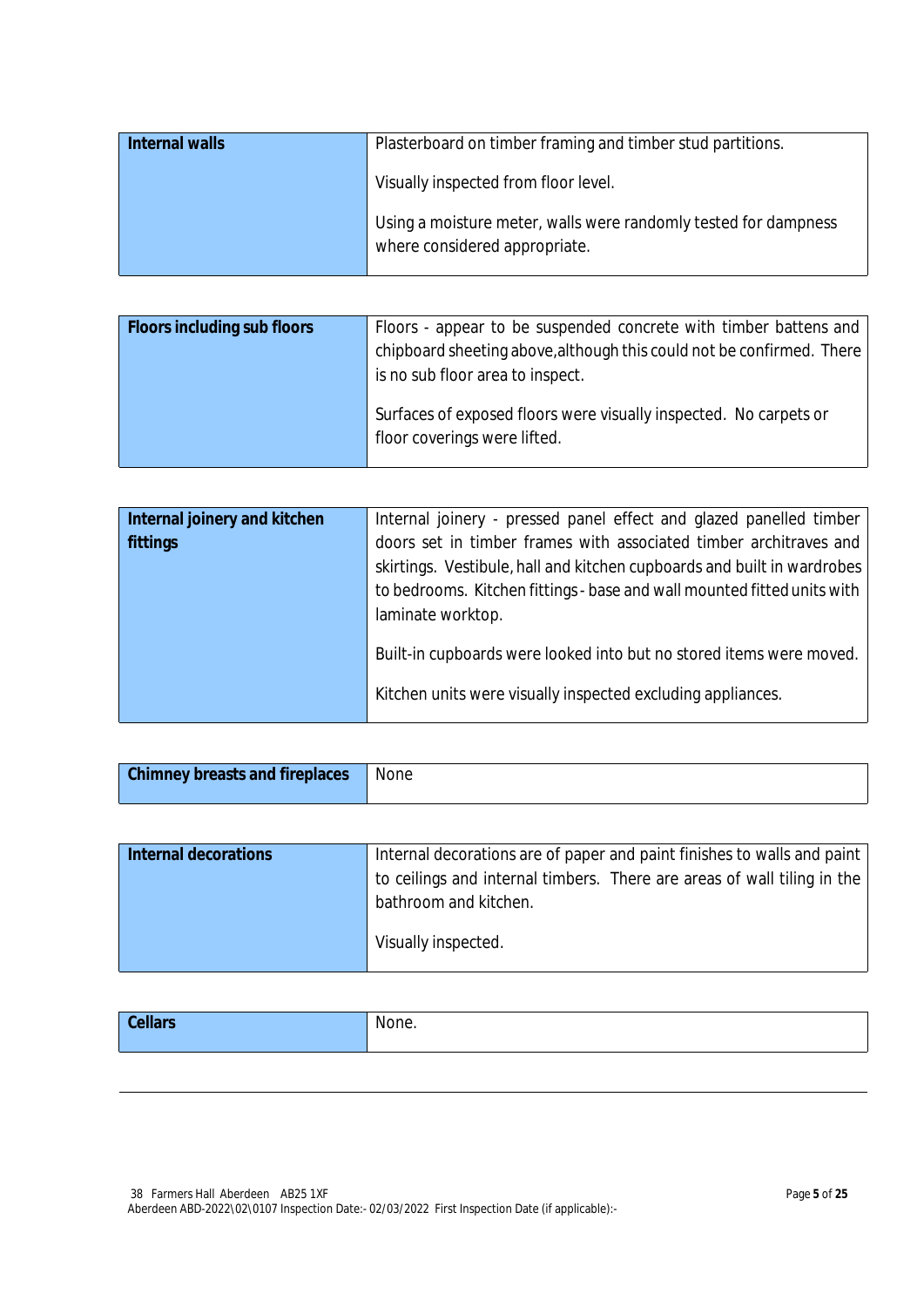| Internal walls | Plasterboard on timber framing and timber stud partitions.<br><br>Visually inspected from floor level.<br><br>Using a moisture meter, walls were randomly tested for dampness where considered appropriate. |
|---|---|

| Floors including sub floors | Floors - appear to be suspended concrete with timber battens and chipboard sheeting above,although this could not be confirmed. There is no sub floor area to inspect.<br><br>Surfaces of exposed floors were visually inspected. No carpets or floor coverings were lifted. |
|---|---|

| Internal joinery and kitchen fittings | Internal joinery - pressed panel effect and glazed panelled timber doors set in timber frames with associated timber architraves and skirtings. Vestibule, hall and kitchen cupboards and built in wardrobes to bedrooms. Kitchen fittings - base and wall mounted fitted units with laminate worktop.<br><br>Built-in cupboards were looked into but no stored items were moved.<br><br>Kitchen units were visually inspected excluding appliances. |
|---|---|

| Chimney breasts and fireplaces | None |
|---|---|

| Internal decorations | Internal decorations are of paper and paint finishes to walls and paint to ceilings and internal timbers. There are areas of wall tiling in the bathroom and kitchen.<br><br>Visually inspected. |
|---|---|

| Cellars | None. |
|---|---|

38 Farmers Hall Aberdeen AB25 1XF
Aberdeen ABD-2022\02\0107 Inspection Date:- 02/03/2022 First Inspection Date (if applicable):-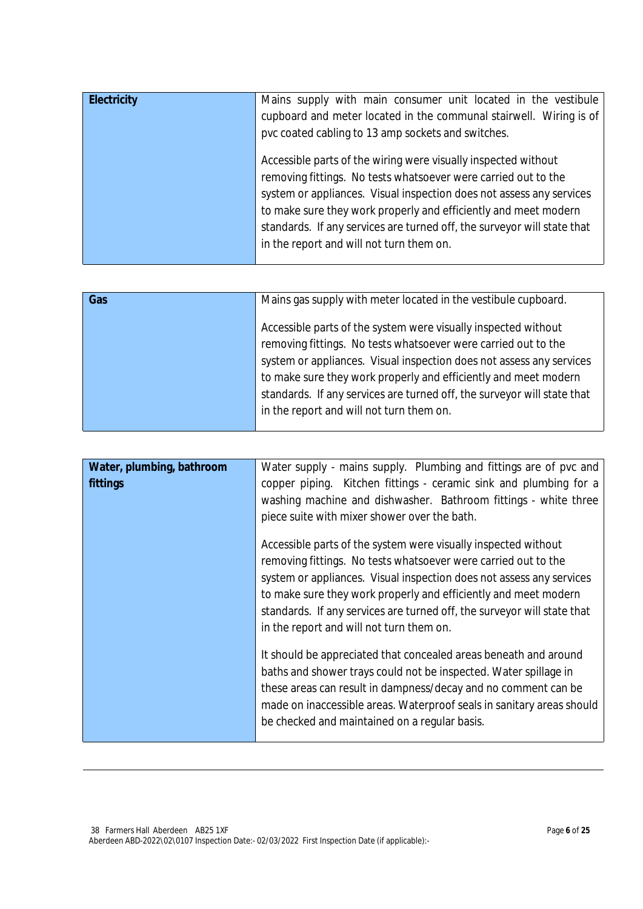| Electricity | Mains supply with main consumer unit located in the vestibule cupboard and meter located in the communal stairwell. Wiring is of pvc coated cabling to 13 amp sockets and switches.<br><br>Accessible parts of the wiring were visually inspected without removing fittings. No tests whatsoever were carried out to the system or appliances. Visual inspection does not assess any services to make sure they work properly and efficiently and meet modern standards. If any services are turned off, the surveyor will state that in the report and will not turn them on. |
|---|---|

| Gas | Mains gas supply with meter located in the vestibule cupboard.<br><br>Accessible parts of the system were visually inspected without removing fittings. No tests whatsoever were carried out to the system or appliances. Visual inspection does not assess any services to make sure they work properly and efficiently and meet modern standards. If any services are turned off, the surveyor will state that in the report and will not turn them on. |
|---|---|

| Water, plumbing, bathroom fittings | Water supply - mains supply. Plumbing and fittings are of pvc and copper piping. Kitchen fittings - ceramic sink and plumbing for a washing machine and dishwasher. Bathroom fittings - white three piece suite with mixer shower over the bath.<br><br>Accessible parts of the system were visually inspected without removing fittings. No tests whatsoever were carried out to the system or appliances. Visual inspection does not assess any services to make sure they work properly and efficiently and meet modern standards. If any services are turned off, the surveyor will state that in the report and will not turn them on.<br><br>It should be appreciated that concealed areas beneath and around baths and shower trays could not be inspected. Water spillage in these areas can result in dampness/decay and no comment can be made on inaccessible areas. Waterproof seals in sanitary areas should be checked and maintained on a regular basis. |
|---|---|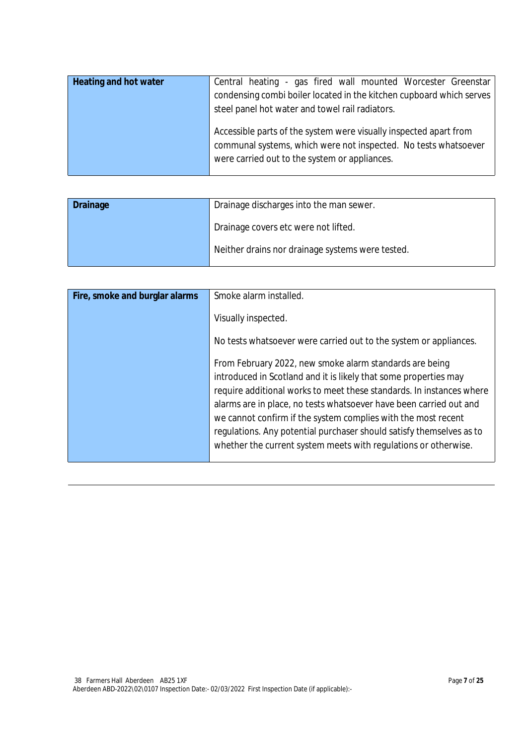| Heading and hot water | Central heating - gas fired wall mounted Worcester Greenstar condensing combi boiler located in the kitchen cupboard which serves steel panel hot water and towel rail radiators.<br><br>Accessible parts of the system were visually inspected apart from communal systems, which were not inspected. No tests whatsoever were carried out to the system or appliances. |
|---|---|

| Drainage | Drainage discharges into the man sewer.<br><br>Drainage covers etc were not lifted.<br><br>Neither drains nor drainage systems were tested. |
|---|---|

| Fire, smoke and burglar alarms | Smoke alarm installed.<br><br>Visually inspected.<br><br>No tests whatsoever were carried out to the system or appliances.<br><br>From February 2022, new smoke alarm standards are being introduced in Scotland and it is likely that some properties may require additional works to meet these standards. In instances where alarms are in place, no tests whatsoever have been carried out and we cannot confirm if the system complies with the most recent regulations. Any potential purchaser should satisfy themselves as to whether the current system meets with regulations or otherwise. |
|---|---|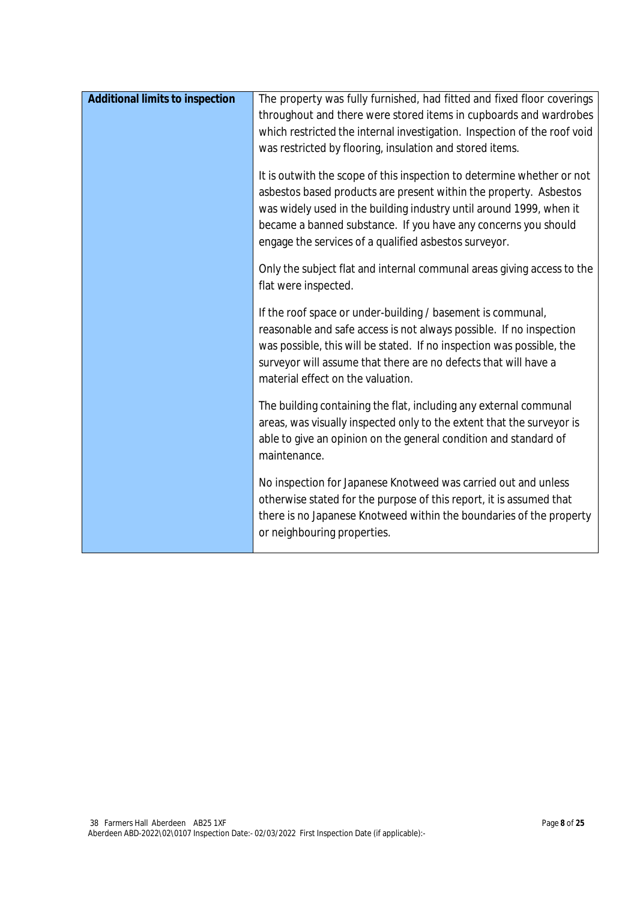| **Additional limits to inspection** | The property was fully furnished, had fitted and fixed floor coverings throughout and there were stored items in cupboards and wardrobes which restricted the internal investigation. Inspection of the roof void was restricted by flooring, insulation and stored items.<br><br>It is outwith the scope of this inspection to determine whether or not asbestos based products are present within the property. Asbestos was widely used in the building industry until around 1999, when it became a banned substance. If you have any concerns you should engage the services of a qualified asbestos surveyor.<br><br>Only the subject flat and internal communal areas giving access to the flat were inspected.<br><br>If the roof space or under-building / basement is communal, reasonable and safe access is not always possible. If no inspection was possible, this will be stated. If no inspection was possible, the surveyor will assume that there are no defects that will have a material effect on the valuation.<br><br>The building containing the flat, including any external communal areas, was visually inspected only to the extent that the surveyor is able to give an opinion on the general condition and standard of maintenance.<br><br>No inspection for Japanese Knotweed was carried out and unless otherwise stated for the purpose of this report, it is assumed that there is no Japanese Knotweed within the boundaries of the property or neighbouring properties. |
|---|---|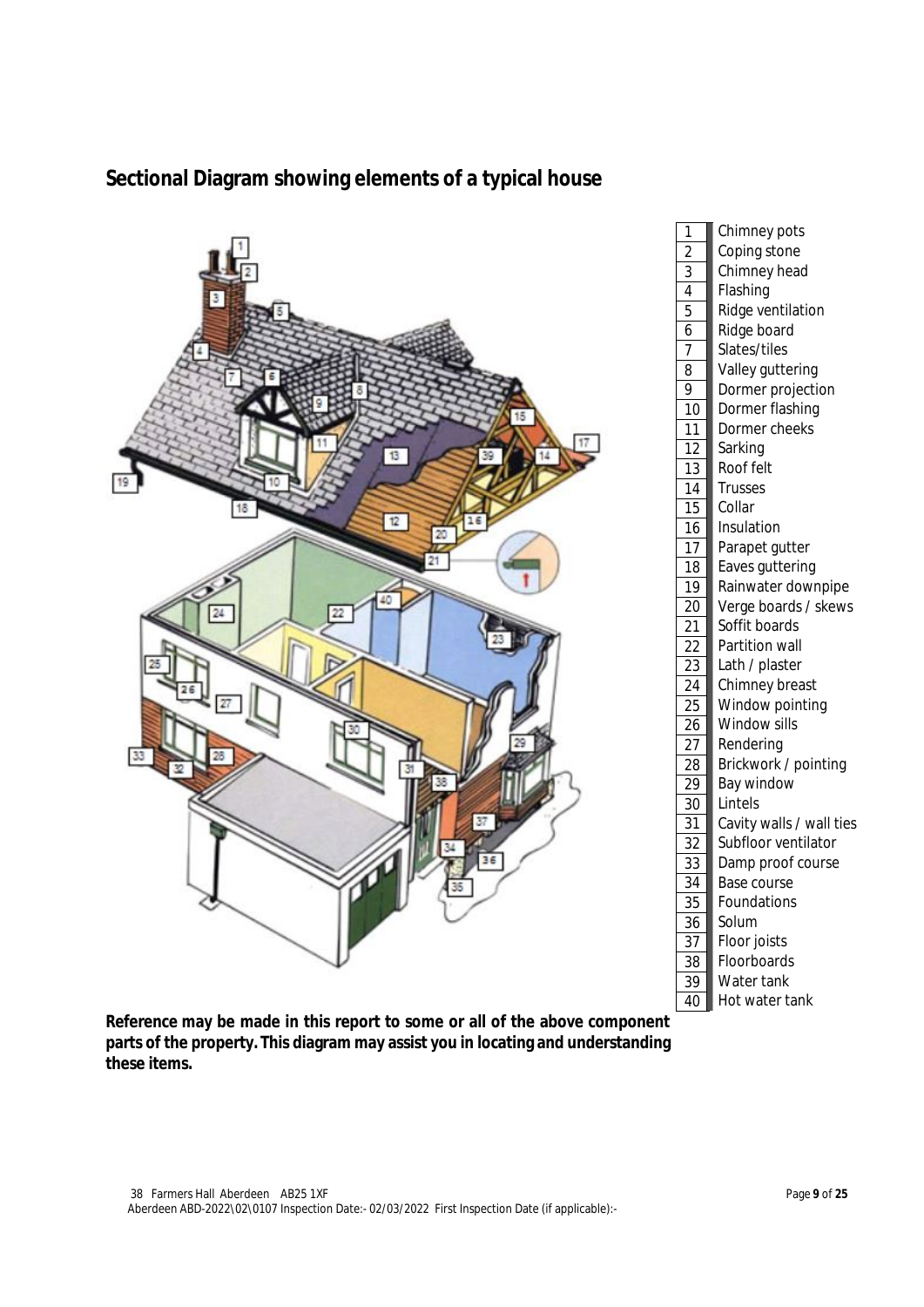## Sectional Diagram showing elements of a typical house

| | |
|---|---|
| 1 | Chimney pots |
| 2 | Coping stone |
| 3 | Chimney head |
| 4 | Flashing |
| 5 | Ridge ventilation |
| 6 | Ridge board |
| 7 | Slates/tiles |
| 8 | Valley guttering |
| 9 | Dormer projection |
| 10 | Dormer flashing |
| 11 | Dormer cheeks |
| 12 | Sarking |
| 13 | Roof felt |
| 14 | Trusses |
| 15 | Collar |
| 16 | Insulation |
| 17 | Parapet gutter |
| 18 | Eaves guttering |
| 19 | Rainwater downpipe |
| 20 | Verge boards / skews |
| 21 | Soffit boards |
| 22 | Partition wall |
| 23 | Lath / plaster |
| 24 | Chimney breast |
| 25 | Window pointing |
| 26 | Window sills |
| 27 | Rendering |
| 28 | Brickwork / pointing |
| 29 | Bay window |
| 30 | Lintels |
| 31 | Cavity walls / wall ties |
| 32 | Subfloor ventilator |
| 33 | Damp proof course |
| 34 | Base course |
| 35 | Foundations |
| 36 | Solum |
| 37 | Floor joists |
| 38 | Floorboards |
| 39 | Water tank |
| 40 | Hot water tank |

**Reference may be made in this report to some or all of the above component parts of the property. This diagram may assist you in locating and understanding these items.**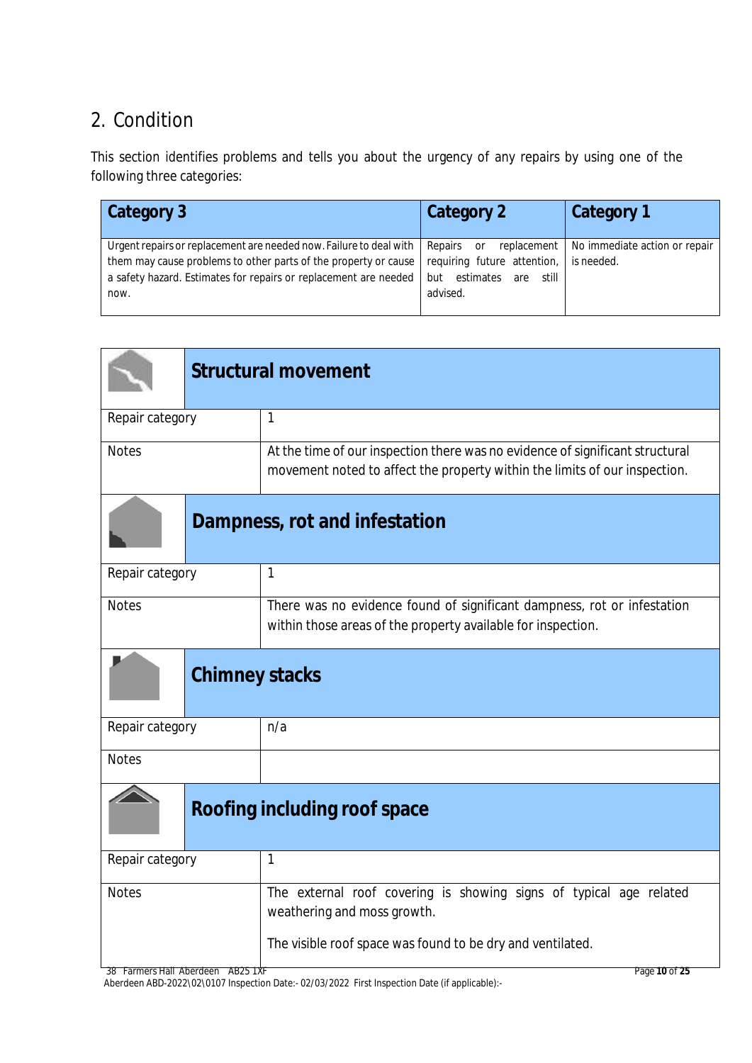## 2. Condition

This section identifies problems and tells you about the urgency of any repairs by using one of the following three categories:

| Category 3 | Category 2 | Category 1 |
|---|---|---|
| Urgent repairs or replacement are needed now. Failure to deal with them may cause problems to other parts of the property or cause a safety hazard. Estimates for repairs or replacement are needed now. | Repairs or replacement requiring future attention, but estimates are still advised. | No immediate action or repair is needed. |

### Structural movement

| | |
|---|---|
| Repair category | 1 |
| Notes | At the time of our inspection there was no evidence of significant structural movement noted to affect the property within the limits of our inspection. |

### Dampness, rot and infestation

| | |
|---|---|
| Repair category | 1 |
| Notes | There was no evidence found of significant dampness, rot or infestation within those areas of the property available for inspection. |

### Chimney stacks

| | |
|---|---|
| Repair category | n/a |
| Notes | |

### Roofing including roof space

| | |
|---|---|
| Repair category | 1 |
| Notes | The external roof covering is showing signs of typical age related weathering and moss growth.<br><br>The visible roof space was found to be dry and ventilated. |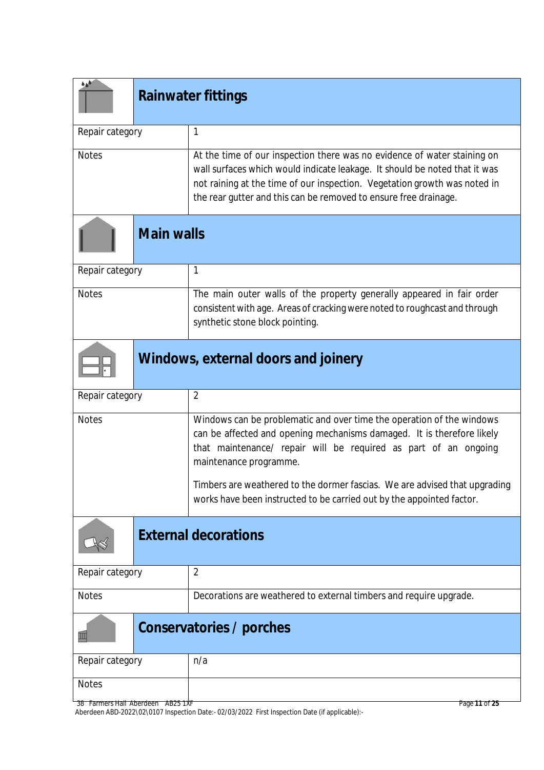## Rainwater fittings

| | |
|---|---|
| Repair category | 1 |
| Notes | At the time of our inspection there was no evidence of water staining on wall surfaces which would indicate leakage. It should be noted that it was not raining at the time of our inspection. Vegetation growth was noted in the rear gutter and this can be removed to ensure free drainage. |

## Main walls

| | |
|---|---|
| Repair category | 1 |
| Notes | The main outer walls of the property generally appeared in fair order consistent with age. Areas of cracking were noted to roughcast and through synthetic stone block pointing. |

## Windows, external doors and joinery

| | |
|---|---|
| Repair category | 2 |
| Notes | Windows can be problematic and over time the operation of the windows can be affected and opening mechanisms damaged. It is therefore likely that maintenance/ repair will be required as part of an ongoing maintenance programme.<br><br>Timbers are weathered to the dormer fascias. We are advised that upgrading works have been instructed to be carried out by the appointed factor. |

## External decorations

| | |
|---|---|
| Repair category | 2 |
| Notes | Decorations are weathered to external timbers and require upgrade. |

## Conservatories / porches

| | |
|---|---|
| Repair category | n/a |
| Notes | |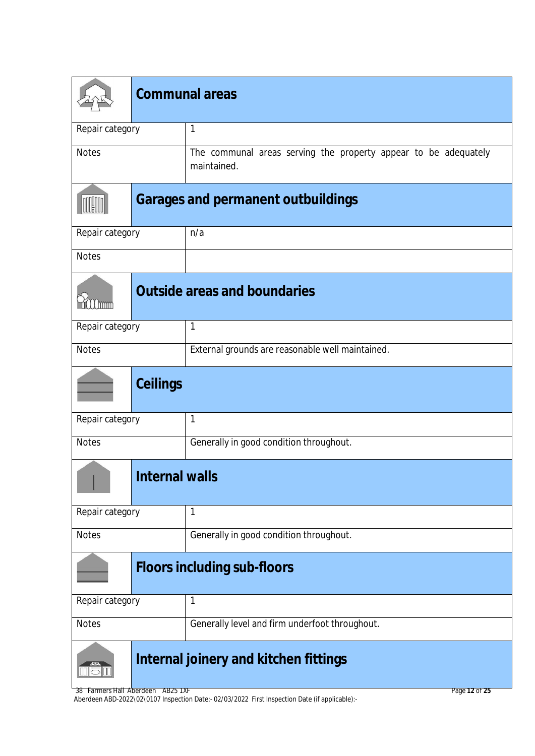## Communal areas

| | |
|---|---|
| Repair category | 1 |
| Notes | The communal areas serving the property appear to be adequately maintained. |

## Garages and permanent outbuildings

| | |
|---|---|
| Repair category | n/a |
| Notes | |

## Outside areas and boundaries

| | |
|---|---|
| Repair category | 1 |
| Notes | External grounds are reasonable well maintained. |

## Ceilings

| | |
|---|---|
| Repair category | 1 |
| Notes | Generally in good condition throughout. |

## Internal walls

| | |
|---|---|
| Repair category | 1 |
| Notes | Generally in good condition throughout. |

## Floors including sub-floors

| | |
|---|---|
| Repair category | 1 |
| Notes | Generally level and firm underfoot throughout. |

## Internal joinery and kitchen fittings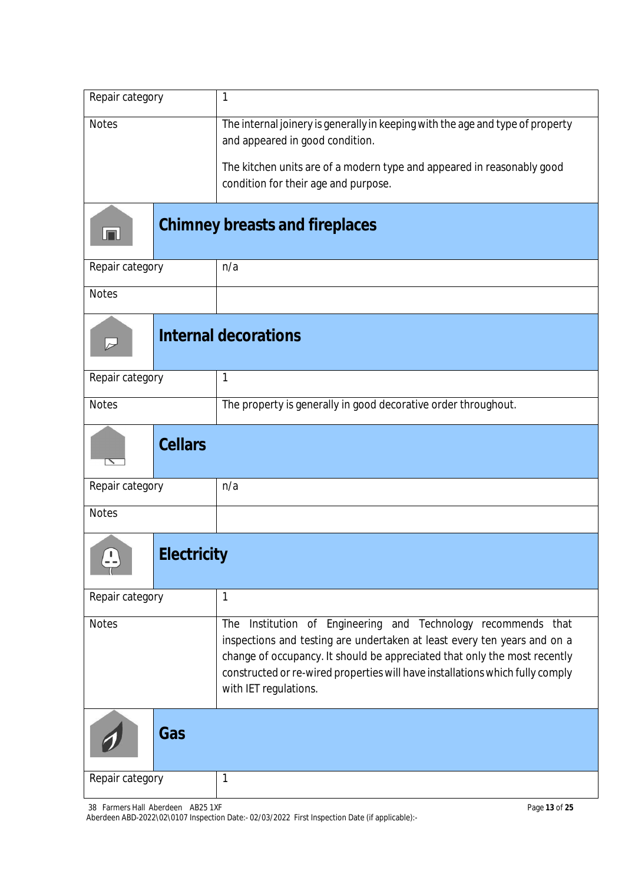| Repair category | 1 |
|---|---|
| Notes | The internal joinery is generally in keeping with the age and type of property and appeared in good condition.<br><br>The kitchen units are of a modern type and appeared in reasonably good condition for their age and purpose. |

## Chimney breasts and fireplaces

| Repair category | n/a |
|---|---|
| Notes | |

## Internal decorations

| Repair category | 1 |
|---|---|
| Notes | The property is generally in good decorative order throughout. |

## Cellars

| Repair category | n/a |
|---|---|
| Notes | |

## Electricity

| Repair category | 1 |
|---|---|
| Notes | The Institution of Engineering and Technology recommends that inspections and testing are undertaken at least every ten years and on a change of occupancy. It should be appreciated that only the most recently constructed or re-wired properties will have installations which fully comply with IET regulations. |

## Gas

| Repair category | 1 |
|---|---|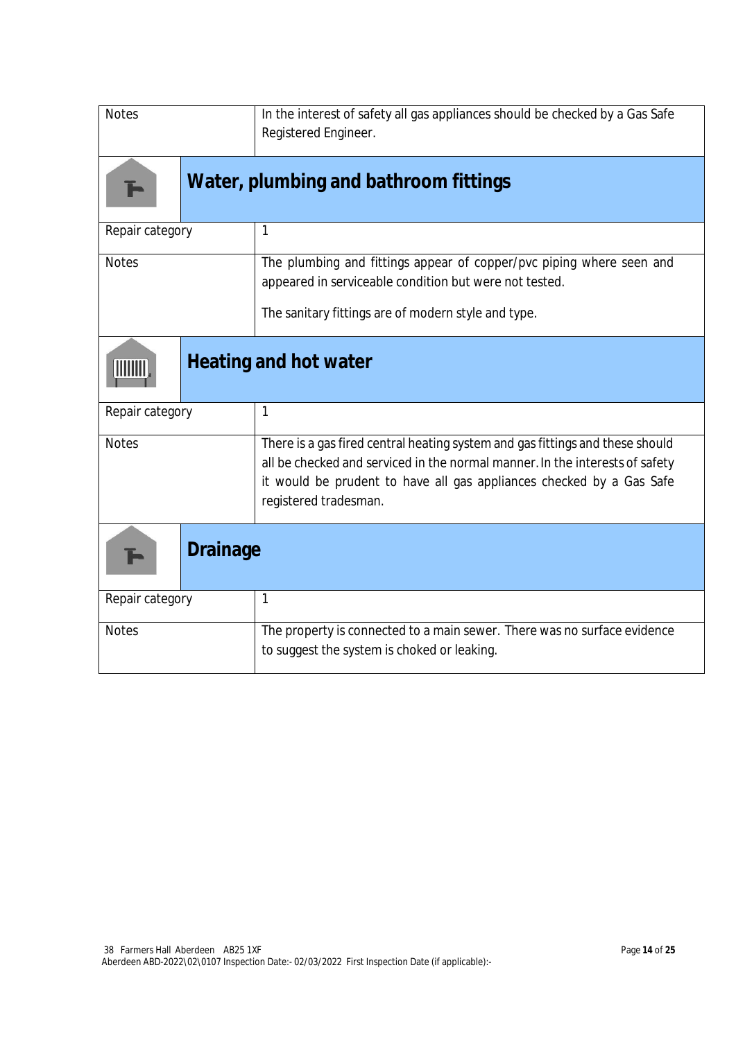| Notes | In the interest of safety all gas appliances should be checked by a Gas Safe Registered Engineer. |
|---|---|

## Water, plumbing and bathroom fittings

| Repair category | 1 |
|---|---|
| Notes | The plumbing and fittings appear of copper/pvc piping where seen and appeared in serviceable condition but were not tested.<br><br>The sanitary fittings are of modern style and type. |

## Heating and hot water

| Repair category | 1 |
|---|---|
| Notes | There is a gas fired central heating system and gas fittings and these should all be checked and serviced in the normal manner. In the interests of safety it would be prudent to have all gas appliances checked by a Gas Safe registered tradesman. |

## Drainage

| Repair category | 1 |
|---|---|
| Notes | The property is connected to a main sewer. There was no surface evidence to suggest the system is choked or leaking. |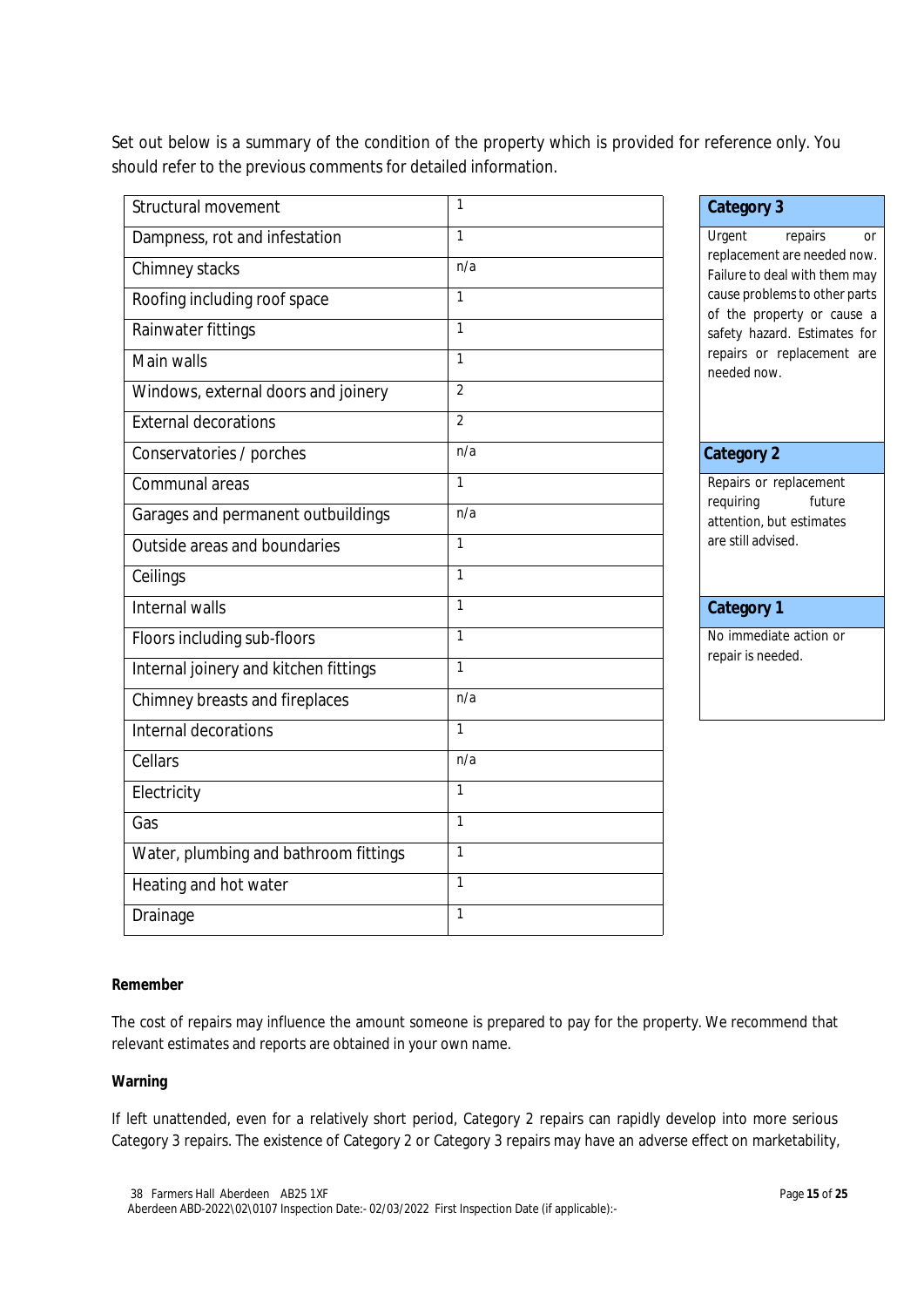Set out below is a summary of the condition of the property which is provided for reference only. You should refer to the previous comments for detailed information.

| Structural movement | 1 |
|---|---|
| Dampness, rot and infestation | 1 |
| Chimney stacks | n/a |
| Roofing including roof space | 1 |
| Rainwater fittings | 1 |
| Main walls | 1 |
| Windows, external doors and joinery | 2 |
| External decorations | 2 |
| Conservatories / porches | n/a |
| Communal areas | 1 |
| Garages and permanent outbuildings | n/a |
| Outside areas and boundaries | 1 |
| Ceilings | 1 |
| Internal walls | 1 |
| Floors including sub-floors | 1 |
| Internal joinery and kitchen fittings | 1 |
| Chimney breasts and fireplaces | n/a |
| Internal decorations | 1 |
| Cellars | n/a |
| Electricity | 1 |
| Gas | 1 |
| Water, plumbing and bathroom fittings | 1 |
| Heating and hot water | 1 |
| Drainage | 1 |

| **Category 3** |
|---|
| Urgent repairs or replacement are needed now. Failure to deal with them may cause problems to other parts of the property or cause a safety hazard. Estimates for repairs or replacement are needed now. |
| **Category 2** |
| Repairs or replacement requiring future attention, but estimates are still advised. |
| **Category 1** |
| No immediate action or repair is needed. |

**Remember**

The cost of repairs may influence the amount someone is prepared to pay for the property. We recommend that relevant estimates and reports are obtained in your own name.

**Warning**

If left unattended, even for a relatively short period, Category 2 repairs can rapidly develop into more serious Category 3 repairs. The existence of Category 2 or Category 3 repairs may have an adverse effect on marketability,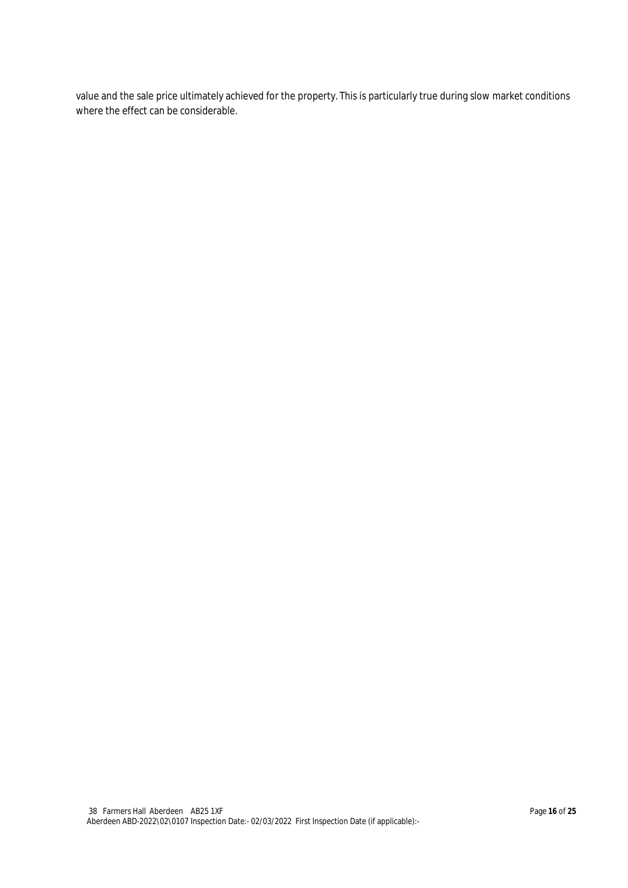value and the sale price ultimately achieved for the property. This is particularly true during slow market conditions where the effect can be considerable.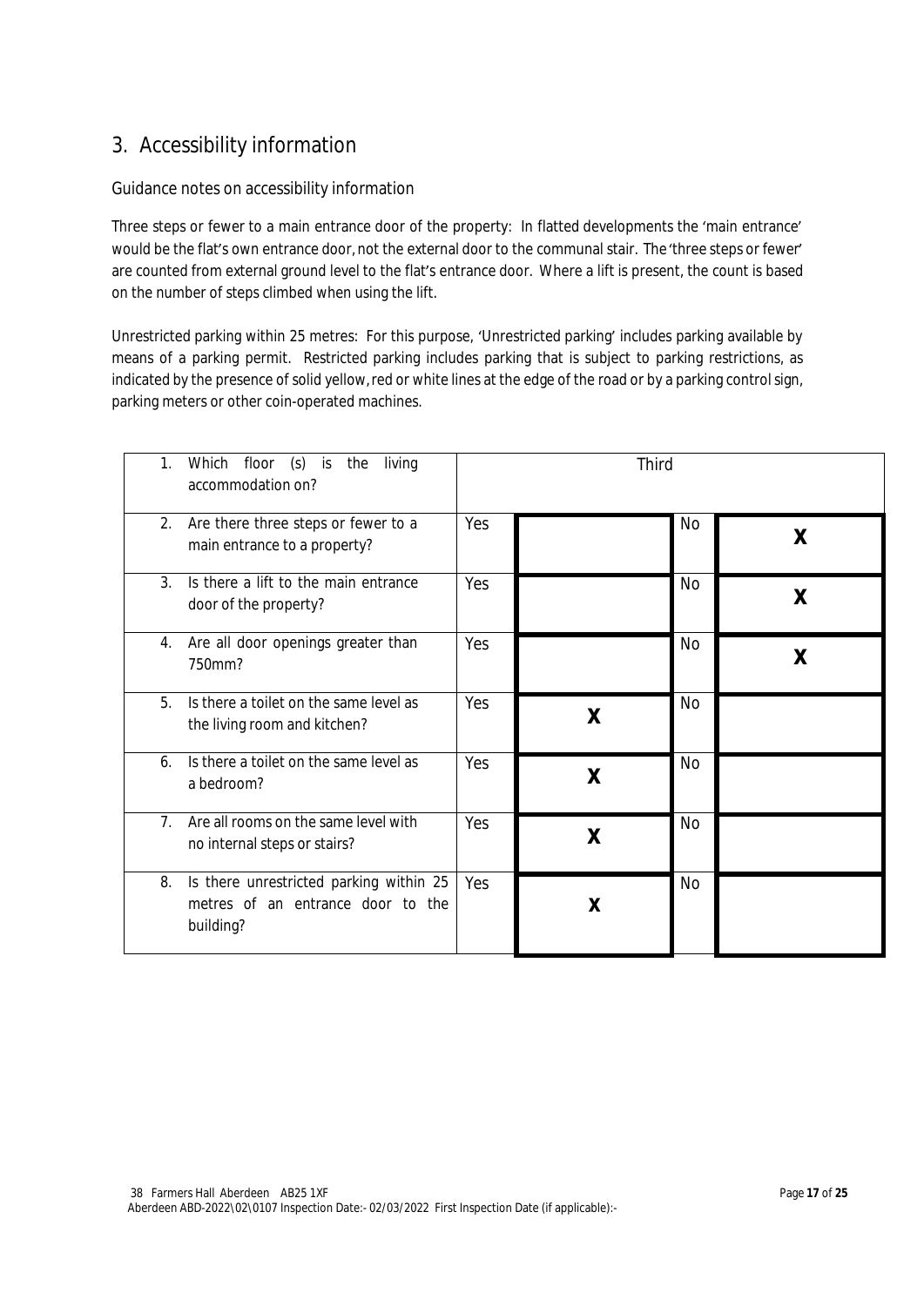## 3. Accessibility information

### Guidance notes on accessibility information

Three steps or fewer to a main entrance door of the property: In flatted developments the 'main entrance' would be the flat's own entrance door, not the external door to the communal stair. The 'three steps or fewer' are counted from external ground level to the flat's entrance door. Where a lift is present, the count is based on the number of steps climbed when using the lift.

Unrestricted parking within 25 metres: For this purpose, 'Unrestricted parking' includes parking available by means of a parking permit. Restricted parking includes parking that is subject to parking restrictions, as indicated by the presence of solid yellow, red or white lines at the edge of the road or by a parking control sign, parking meters or other coin-operated machines.

| Question | | | | |
|---|---|---|---|---|
| 1. Which floor (s) is the living accommodation on? | Third | | | |
| 2. Are there three steps or fewer to a main entrance to a property? | Yes | | No | X |
| 3. Is there a lift to the main entrance door of the property? | Yes | | No | X |
| 4. Are all door openings greater than 750mm? | Yes | | No | X |
| 5. Is there a toilet on the same level as the living room and kitchen? | Yes | X | No | |
| 6. Is there a toilet on the same level as a bedroom? | Yes | X | No | |
| 7. Are all rooms on the same level with no internal steps or stairs? | Yes | X | No | |
| 8. Is there unrestricted parking within 25 metres of an entrance door to the building? | Yes | X | No | |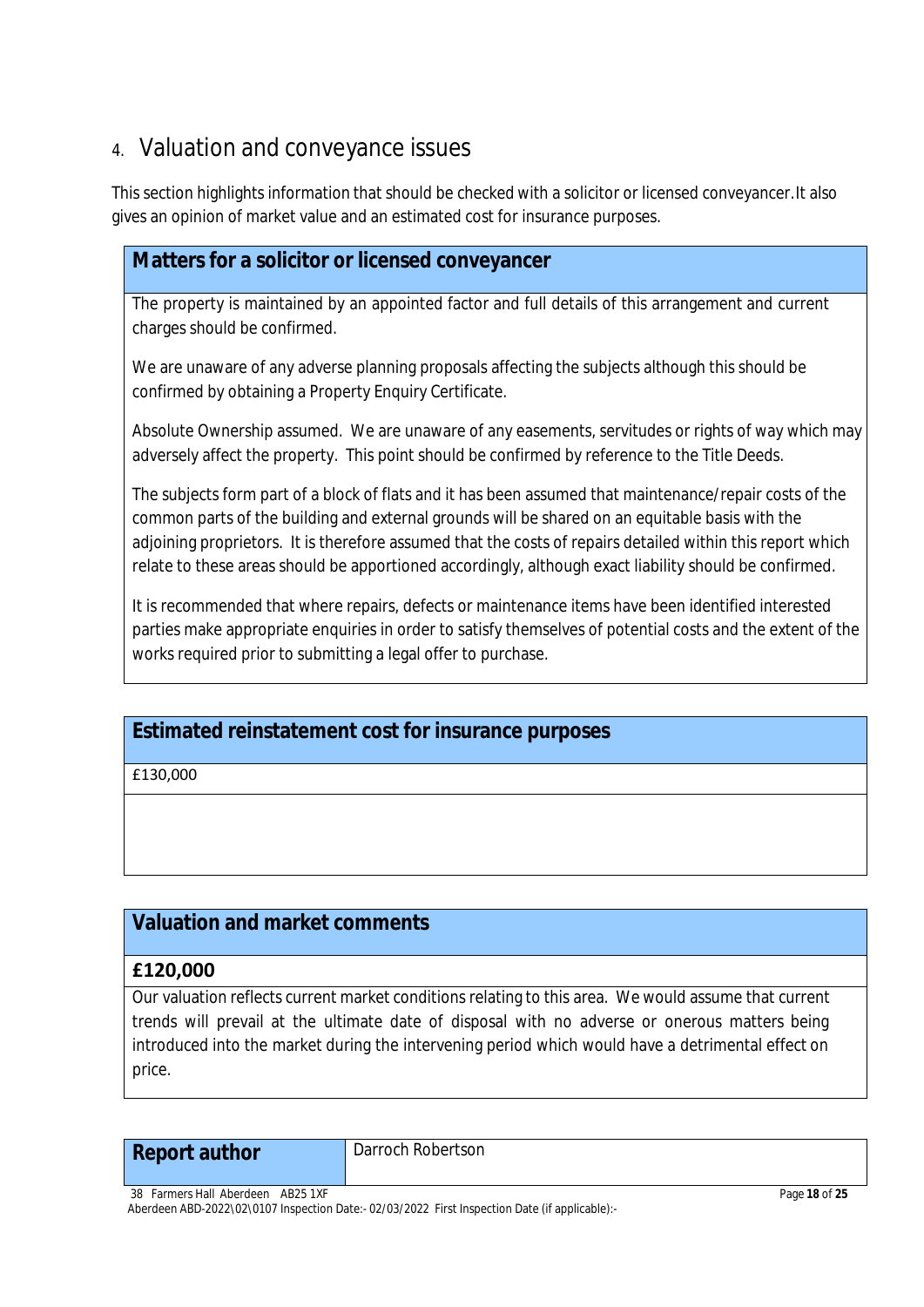## 4. Valuation and conveyance issues

This section highlights information that should be checked with a solicitor or licensed conveyancer.It also gives an opinion of market value and an estimated cost for insurance purposes.

### Matters for a solicitor or licensed conveyancer

The property is maintained by an appointed factor and full details of this arrangement and current charges should be confirmed.

We are unaware of any adverse planning proposals affecting the subjects although this should be confirmed by obtaining a Property Enquiry Certificate.

Absolute Ownership assumed. We are unaware of any easements, servitudes or rights of way which may adversely affect the property. This point should be confirmed by reference to the Title Deeds.

The subjects form part of a block of flats and it has been assumed that maintenance/repair costs of the common parts of the building and external grounds will be shared on an equitable basis with the adjoining proprietors. It is therefore assumed that the costs of repairs detailed within this report which relate to these areas should be apportioned accordingly, although exact liability should be confirmed.

It is recommended that where repairs, defects or maintenance items have been identified interested parties make appropriate enquiries in order to satisfy themselves of potential costs and the extent of the works required prior to submitting a legal offer to purchase.

### Estimated reinstatement cost for insurance purposes

£130,000

### Valuation and market comments

**£120,000**

Our valuation reflects current market conditions relating to this area. We would assume that current trends will prevail at the ultimate date of disposal with no adverse or onerous matters being introduced into the market during the intervening period which would have a detrimental effect on price.

| **Report author** | Darroch Robertson |
|---|---|

38 Farmers Hall Aberdeen AB25 1XF

Aberdeen ABD-2022\02\0107 Inspection Date:- 02/03/2022 First Inspection Date (if applicable):-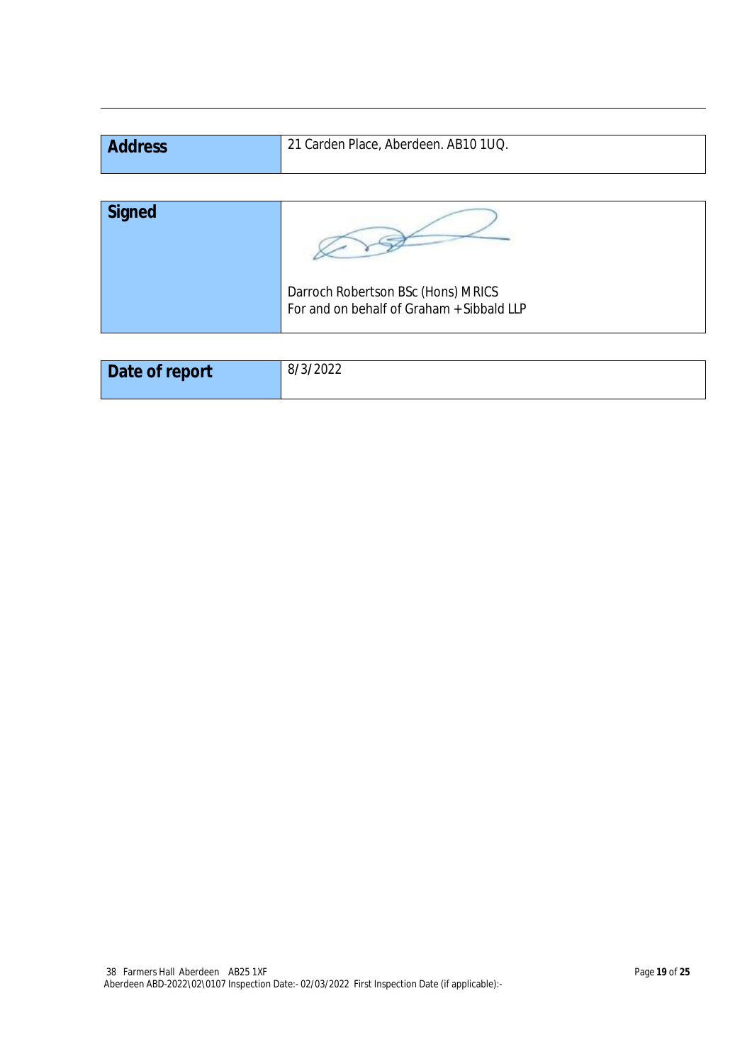| Address | 21 Carden Place, Aberdeen. AB10 1UQ. |
| --- | --- |

| Signed | Darroch Robertson BSc (Hons) MRICS<br>For and on behalf of Graham + Sibbald LLP |
| --- | --- |

| Date of report | 8/3/2022 |
| --- | --- |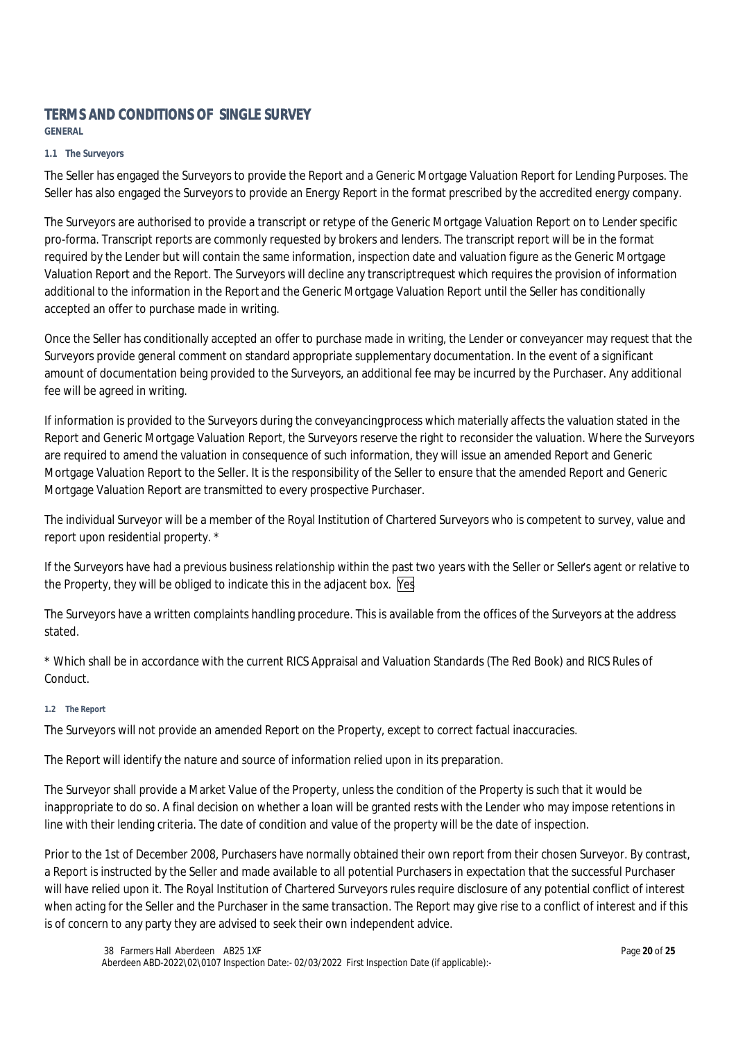# TERMS AND CONDITIONS OF SINGLE SURVEY

**GENERAL**

#### 1.1 The Surveyors

The Seller has engaged the Surveyors to provide the Report and a Generic Mortgage Valuation Report for Lending Purposes. The Seller has also engaged the Surveyors to provide an Energy Report in the format prescribed by the accredited energy company.

The Surveyors are authorised to provide a transcript or retype of the Generic Mortgage Valuation Report on to Lender specific pro-forma. Transcript reports are commonly requested by brokers and lenders. The transcript report will be in the format required by the Lender but will contain the same information, inspection date and valuation figure as the Generic Mortgage Valuation Report and the Report. The Surveyors will decline any transcriptrequest which requires the provision of information additional to the information in the Report and the Generic Mortgage Valuation Report until the Seller has conditionally accepted an offer to purchase made in writing.

Once the Seller has conditionally accepted an offer to purchase made in writing, the Lender or conveyancer may request that the Surveyors provide general comment on standard appropriate supplementary documentation. In the event of a significant amount of documentation being provided to the Surveyors, an additional fee may be incurred by the Purchaser. Any additional fee will be agreed in writing.

If information is provided to the Surveyors during the conveyancingprocess which materially affects the valuation stated in the Report and Generic Mortgage Valuation Report, the Surveyors reserve the right to reconsider the valuation. Where the Surveyors are required to amend the valuation in consequence of such information, they will issue an amended Report and Generic Mortgage Valuation Report to the Seller. It is the responsibility of the Seller to ensure that the amended Report and Generic Mortgage Valuation Report are transmitted to every prospective Purchaser.

The individual Surveyor will be a member of the Royal Institution of Chartered Surveyors who is competent to survey, value and report upon residential property. *

If the Surveyors have had a previous business relationship within the past two years with the Seller or Seller's agent or relative to the Property, they will be obliged to indicate this in the adjacent box. Yes

The Surveyors have a written complaints handling procedure. This is available from the offices of the Surveyors at the address stated.

* Which shall be in accordance with the current RICS Appraisal and Valuation Standards (The Red Book) and RICS Rules of Conduct.

#### 1.2 The Report

The Surveyors will not provide an amended Report on the Property, except to correct factual inaccuracies.

The Report will identify the nature and source of information relied upon in its preparation.

The Surveyor shall provide a Market Value of the Property, unless the condition of the Property is such that it would be inappropriate to do so. A final decision on whether a loan will be granted rests with the Lender who may impose retentions in line with their lending criteria. The date of condition and value of the property will be the date of inspection.

Prior to the 1st of December 2008, Purchasers have normally obtained their own report from their chosen Surveyor. By contrast, a Report is instructed by the Seller and made available to all potential Purchasers in expectation that the successful Purchaser will have relied upon it. The Royal Institution of Chartered Surveyors rules require disclosure of any potential conflict of interest when acting for the Seller and the Purchaser in the same transaction. The Report may give rise to a conflict of interest and if this is of concern to any party they are advised to seek their own independent advice.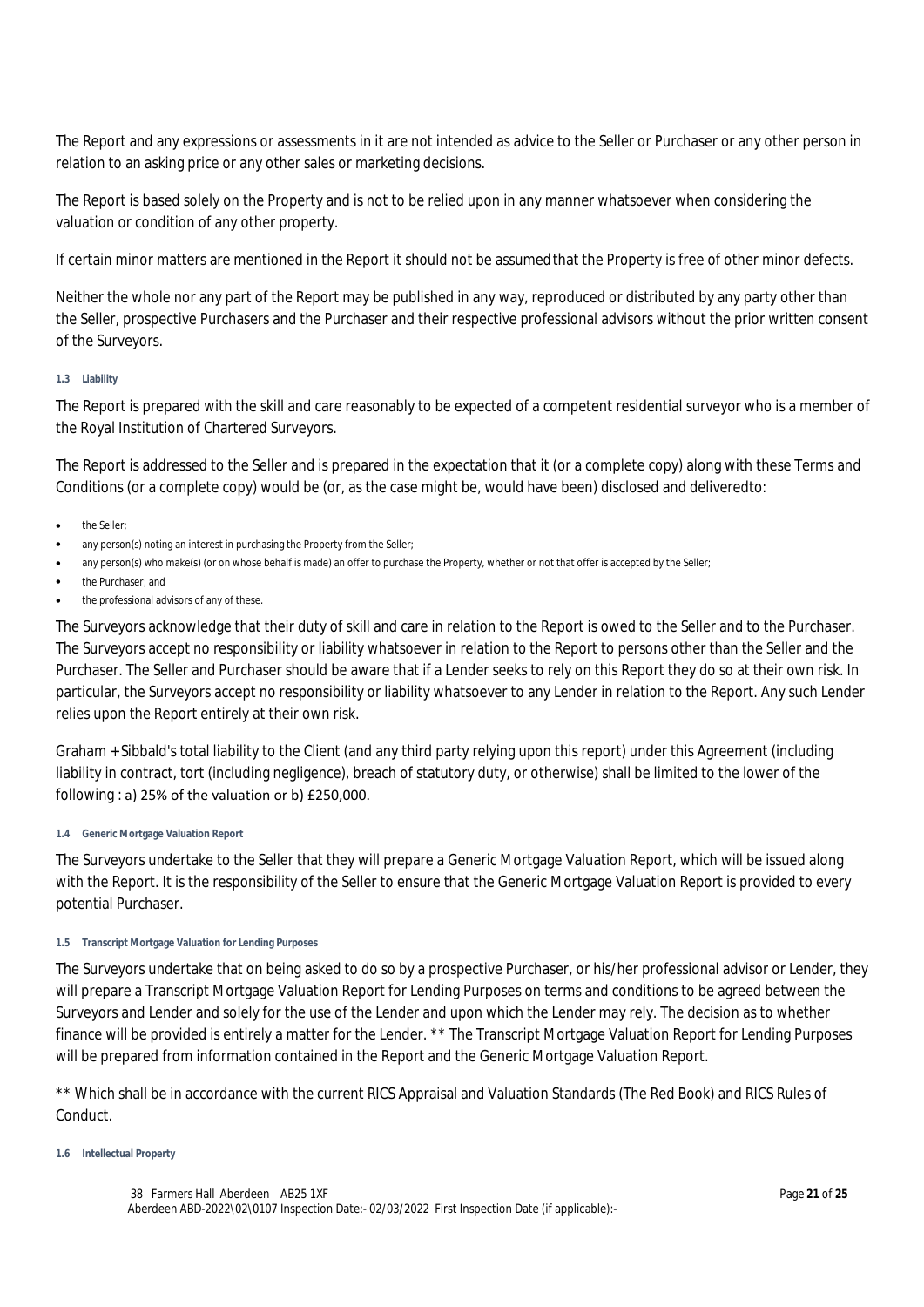The Report and any expressions or assessments in it are not intended as advice to the Seller or Purchaser or any other person in relation to an asking price or any other sales or marketing decisions.

The Report is based solely on the Property and is not to be relied upon in any manner whatsoever when considering the valuation or condition of any other property.

If certain minor matters are mentioned in the Report it should not be assumed that the Property is free of other minor defects.

Neither the whole nor any part of the Report may be published in any way, reproduced or distributed by any party other than the Seller, prospective Purchasers and the Purchaser and their respective professional advisors without the prior written consent of the Surveyors.

#### 1.3 Liability

The Report is prepared with the skill and care reasonably to be expected of a competent residential surveyor who is a member of the Royal Institution of Chartered Surveyors.

The Report is addressed to the Seller and is prepared in the expectation that it (or a complete copy) along with these Terms and Conditions (or a complete copy) would be (or, as the case might be, would have been) disclosed and deliveredto:

- the Seller;
- any person(s) noting an interest in purchasing the Property from the Seller;
- any person(s) who make(s) (or on whose behalf is made) an offer to purchase the Property, whether or not that offer is accepted by the Seller;
- the Purchaser; and
- the professional advisors of any of these.

The Surveyors acknowledge that their duty of skill and care in relation to the Report is owed to the Seller and to the Purchaser. The Surveyors accept no responsibility or liability whatsoever in relation to the Report to persons other than the Seller and the Purchaser. The Seller and Purchaser should be aware that if a Lender seeks to rely on this Report they do so at their own risk. In particular, the Surveyors accept no responsibility or liability whatsoever to any Lender in relation to the Report. Any such Lender relies upon the Report entirely at their own risk.

Graham + Sibbald's total liability to the Client (and any third party relying upon this report) under this Agreement (including liability in contract, tort (including negligence), breach of statutory duty, or otherwise) shall be limited to the lower of the following : a) 25% of the valuation or b) £250,000.

#### 1.4 Generic Mortgage Valuation Report

The Surveyors undertake to the Seller that they will prepare a Generic Mortgage Valuation Report, which will be issued along with the Report. It is the responsibility of the Seller to ensure that the Generic Mortgage Valuation Report is provided to every potential Purchaser.

#### 1.5 Transcript Mortgage Valuation for Lending Purposes

The Surveyors undertake that on being asked to do so by a prospective Purchaser, or his/her professional advisor or Lender, they will prepare a Transcript Mortgage Valuation Report for Lending Purposes on terms and conditions to be agreed between the Surveyors and Lender and solely for the use of the Lender and upon which the Lender may rely. The decision as to whether finance will be provided is entirely a matter for the Lender. ** The Transcript Mortgage Valuation Report for Lending Purposes will be prepared from information contained in the Report and the Generic Mortgage Valuation Report.

** Which shall be in accordance with the current RICS Appraisal and Valuation Standards (The Red Book) and RICS Rules of Conduct.

#### 1.6 Intellectual Property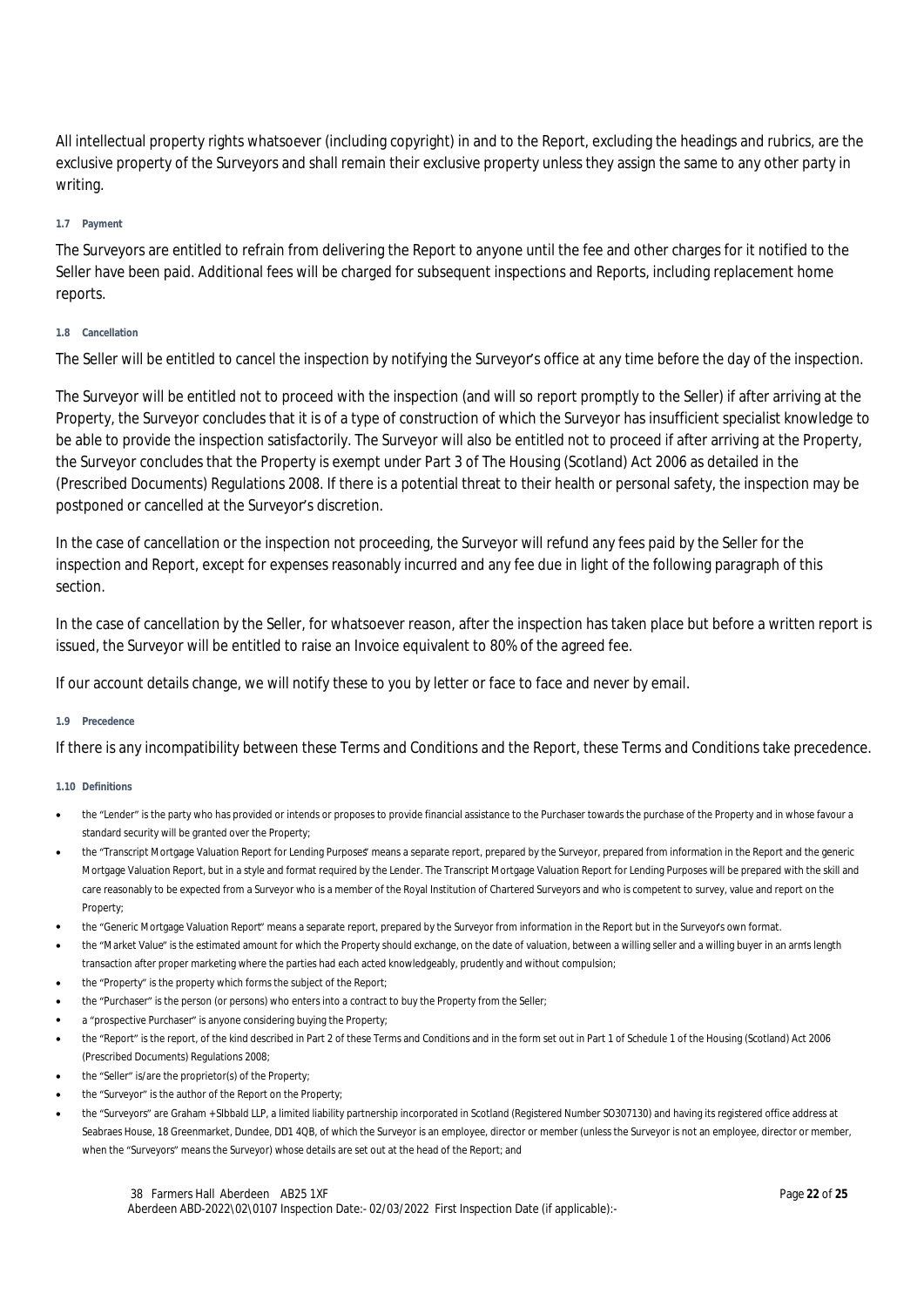All intellectual property rights whatsoever (including copyright) in and to the Report, excluding the headings and rubrics, are the exclusive property of the Surveyors and shall remain their exclusive property unless they assign the same to any other party in writing.

#### 1.7 Payment

The Surveyors are entitled to refrain from delivering the Report to anyone until the fee and other charges for it notified to the Seller have been paid. Additional fees will be charged for subsequent inspections and Reports, including replacement home reports.

#### 1.8 Cancellation

The Seller will be entitled to cancel the inspection by notifying the Surveyor's office at any time before the day of the inspection.

The Surveyor will be entitled not to proceed with the inspection (and will so report promptly to the Seller) if after arriving at the Property, the Surveyor concludes that it is of a type of construction of which the Surveyor has insufficient specialist knowledge to be able to provide the inspection satisfactorily. The Surveyor will also be entitled not to proceed if after arriving at the Property, the Surveyor concludes that the Property is exempt under Part 3 of The Housing (Scotland) Act 2006 as detailed in the (Prescribed Documents) Regulations 2008. If there is a potential threat to their health or personal safety, the inspection may be postponed or cancelled at the Surveyor's discretion.

In the case of cancellation or the inspection not proceeding, the Surveyor will refund any fees paid by the Seller for the inspection and Report, except for expenses reasonably incurred and any fee due in light of the following paragraph of this section.

In the case of cancellation by the Seller, for whatsoever reason, after the inspection has taken place but before a written report is issued, the Surveyor will be entitled to raise an Invoice equivalent to 80% of the agreed fee.

If our account details change, we will notify these to you by letter or face to face and never by email.

#### 1.9 Precedence

If there is any incompatibility between these Terms and Conditions and the Report, these Terms and Conditions take precedence.

#### 1.10 Definitions

- the "Lender" is the party who has provided or intends or proposes to provide financial assistance to the Purchaser towards the purchase of the Property and in whose favour a standard security will be granted over the Property;
- the "Transcript Mortgage Valuation Report for Lending Purposes" means a separate report, prepared by the Surveyor, prepared from information in the Report and the generic Mortgage Valuation Report, but in a style and format required by the Lender. The Transcript Mortgage Valuation Report for Lending Purposes will be prepared with the skill and care reasonably to be expected from a Surveyor who is a member of the Royal Institution of Chartered Surveyors and who is competent to survey, value and report on the Property;
- the "Generic Mortgage Valuation Report" means a separate report, prepared by the Surveyor from information in the Report but in the Surveyor's own format.
- the "Market Value" is the estimated amount for which the Property should exchange, on the date of valuation, between a willing seller and a willing buyer in an arm's length transaction after proper marketing where the parties had each acted knowledgeably, prudently and without compulsion;
- the "Property" is the property which forms the subject of the Report;
- the "Purchaser" is the person (or persons) who enters into a contract to buy the Property from the Seller;
- a "prospective Purchaser" is anyone considering buying the Property;
- the "Report" is the report, of the kind described in Part 2 of these Terms and Conditions and in the form set out in Part 1 of Schedule 1 of the Housing (Scotland) Act 2006 (Prescribed Documents) Regulations 2008;
- the "Seller" is/are the proprietor(s) of the Property;
- the "Surveyor" is the author of the Report on the Property;
- the "Surveyors" are Graham + SIbbald LLP, a limited liability partnership incorporated in Scotland (Registered Number SO307130) and having its registered office address at Seabraes House, 18 Greenmarket, Dundee, DD1 4QB, of which the Surveyor is an employee, director or member (unless the Surveyor is not an employee, director or member, when the "Surveyors" means the Surveyor) whose details are set out at the head of the Report; and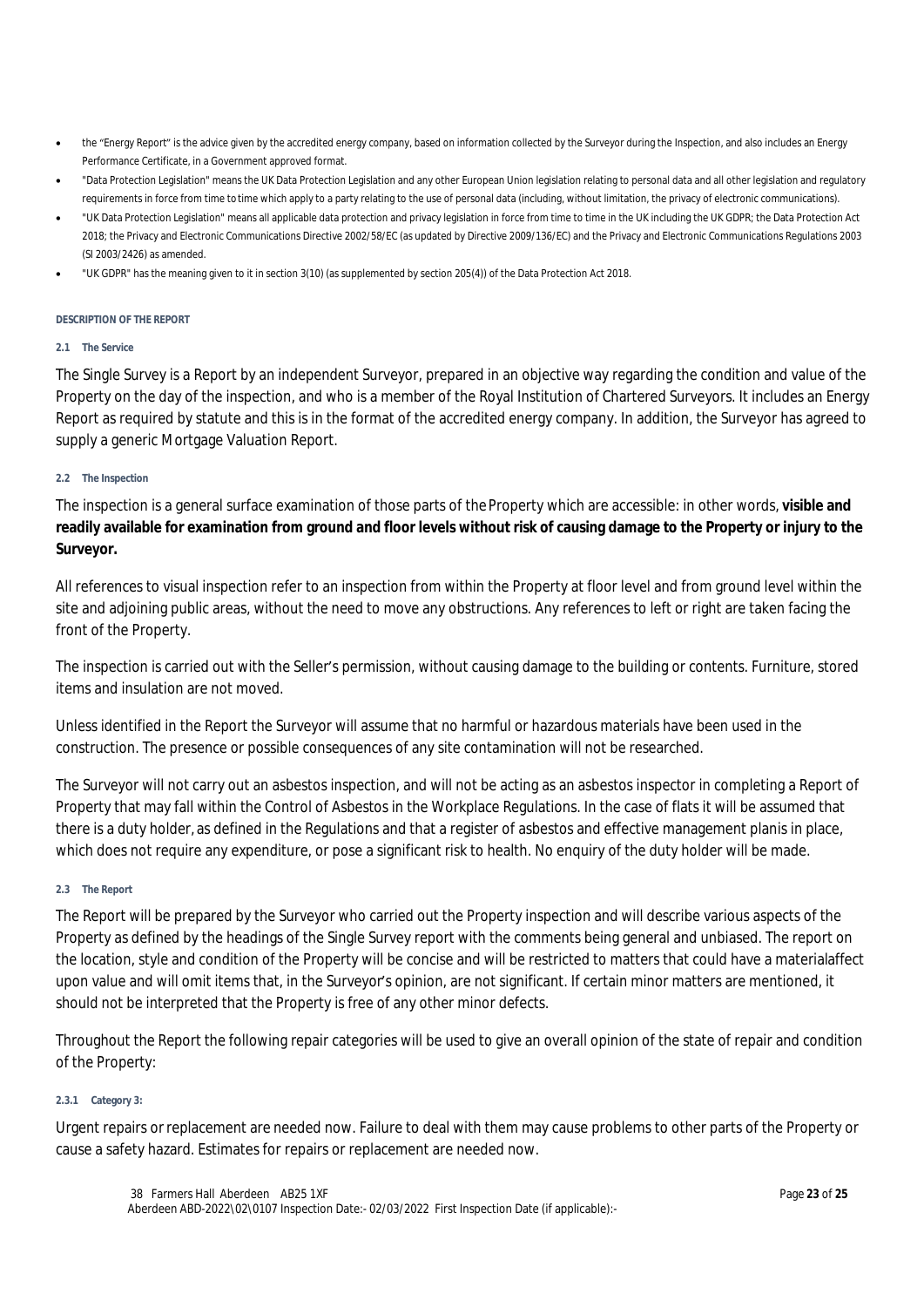- the "Energy Report" is the advice given by the accredited energy company, based on information collected by the Surveyor during the Inspection, and also includes an Energy Performance Certificate, in a Government approved format.
- "Data Protection Legislation" means the UK Data Protection Legislation and any other European Union legislation relating to personal data and all other legislation and regulatory requirements in force from time to time which apply to a party relating to the use of personal data (including, without limitation, the privacy of electronic communications).
- "UK Data Protection Legislation" means all applicable data protection and privacy legislation in force from time to time in the UK including the UK GDPR; the Data Protection Act 2018; the Privacy and Electronic Communications Directive 2002/58/EC (as updated by Directive 2009/136/EC) and the Privacy and Electronic Communications Regulations 2003 (SI 2003/2426) as amended.
- "UK GDPR" has the meaning given to it in section 3(10) (as supplemented by section 205(4)) of the Data Protection Act 2018.

## DESCRIPTION OF THE REPORT

### 2.1 The Service

The Single Survey is a Report by an independent Surveyor, prepared in an objective way regarding the condition and value of the Property on the day of the inspection, and who is a member of the Royal Institution of Chartered Surveyors. It includes an Energy Report as required by statute and this is in the format of the accredited energy company. In addition, the Surveyor has agreed to supply a generic Mortgage Valuation Report.

### 2.2 The Inspection

The inspection is a general surface examination of those parts of the Property which are accessible: in other words, **visible and readily available for examination from ground and floor levels without risk of causing damage to the Property or injury to the Surveyor.**

All references to visual inspection refer to an inspection from within the Property at floor level and from ground level within the site and adjoining public areas, without the need to move any obstructions. Any references to left or right are taken facing the front of the Property.

The inspection is carried out with the Seller's permission, without causing damage to the building or contents. Furniture, stored items and insulation are not moved.

Unless identified in the Report the Surveyor will assume that no harmful or hazardous materials have been used in the construction. The presence or possible consequences of any site contamination will not be researched.

The Surveyor will not carry out an asbestos inspection, and will not be acting as an asbestos inspector in completing a Report of Property that may fall within the Control of Asbestos in the Workplace Regulations. In the case of flats it will be assumed that there is a duty holder, as defined in the Regulations and that a register of asbestos and effective management planis in place, which does not require any expenditure, or pose a significant risk to health. No enquiry of the duty holder will be made.

### 2.3 The Report

The Report will be prepared by the Surveyor who carried out the Property inspection and will describe various aspects of the Property as defined by the headings of the Single Survey report with the comments being general and unbiased. The report on the location, style and condition of the Property will be concise and will be restricted to matters that could have a materialaffect upon value and will omit items that, in the Surveyor's opinion, are not significant. If certain minor matters are mentioned, it should not be interpreted that the Property is free of any other minor defects.

Throughout the Report the following repair categories will be used to give an overall opinion of the state of repair and condition of the Property:

#### 2.3.1 Category 3:

Urgent repairs or replacement are needed now. Failure to deal with them may cause problems to other parts of the Property or cause a safety hazard. Estimates for repairs or replacement are needed now.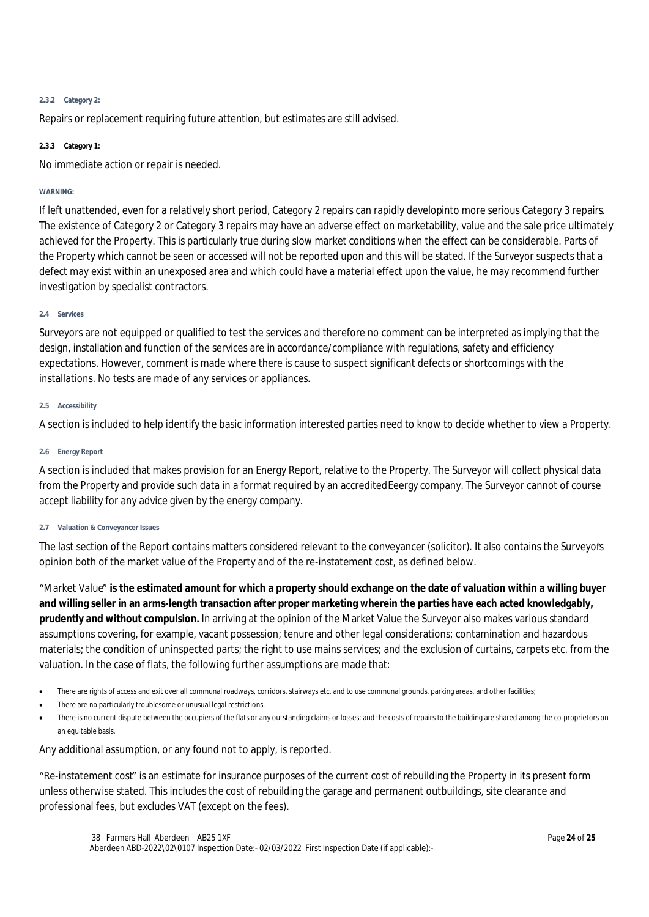#### 2.3.2 Category 2:

Repairs or replacement requiring future attention, but estimates are still advised.

#### 2.3.3 Category 1:

No immediate action or repair is needed.

**WARNING:**

If left unattended, even for a relatively short period, Category 2 repairs can rapidly developinto more serious Category 3 repairs. The existence of Category 2 or Category 3 repairs may have an adverse effect on marketability, value and the sale price ultimately achieved for the Property. This is particularly true during slow market conditions when the effect can be considerable. Parts of the Property which cannot be seen or accessed will not be reported upon and this will be stated. If the Surveyor suspects that a defect may exist within an unexposed area and which could have a material effect upon the value, he may recommend further investigation by specialist contractors.

#### 2.4 Services

Surveyors are not equipped or qualified to test the services and therefore no comment can be interpreted as implying that the design, installation and function of the services are in accordance/compliance with regulations, safety and efficiency expectations. However, comment is made where there is cause to suspect significant defects or shortcomings with the installations. No tests are made of any services or appliances.

#### 2.5 Accessibility

A section is included to help identify the basic information interested parties need to know to decide whether to view a Property.

#### 2.6 Energy Report

A section is included that makes provision for an Energy Report, relative to the Property. The Surveyor will collect physical data from the Property and provide such data in a format required by an accreditedEeergy company. The Surveyor cannot of course accept liability for any advice given by the energy company.

#### 2.7 Valuation & Conveyancer Issues

The last section of the Report contains matters considered relevant to the conveyancer (solicitor). It also contains the Surveyor's opinion both of the market value of the Property and of the re-instatement cost, as defined below.

"Market Value" **is the estimated amount for which a property should exchange on the date of valuation within a willing buyer and willing seller in an arms-length transaction after proper marketing wherein the parties have each acted knowledgably, prudently and without compulsion.** In arriving at the opinion of the Market Value the Surveyor also makes various standard assumptions covering, for example, vacant possession; tenure and other legal considerations; contamination and hazardous materials; the condition of uninspected parts; the right to use mains services; and the exclusion of curtains, carpets etc. from the valuation. In the case of flats, the following further assumptions are made that:

- There are rights of access and exit over all communal roadways, corridors, stairways etc. and to use communal grounds, parking areas, and other facilities;
- There are no particularly troublesome or unusual legal restrictions.
- There is no current dispute between the occupiers of the flats or any outstanding claims or losses; and the costs of repairs to the building are shared among the co-proprietors on an equitable basis.

Any additional assumption, or any found not to apply, is reported.

"Re-instatement cost" is an estimate for insurance purposes of the current cost of rebuilding the Property in its present form unless otherwise stated. This includes the cost of rebuilding the garage and permanent outbuildings, site clearance and professional fees, but excludes VAT (except on the fees).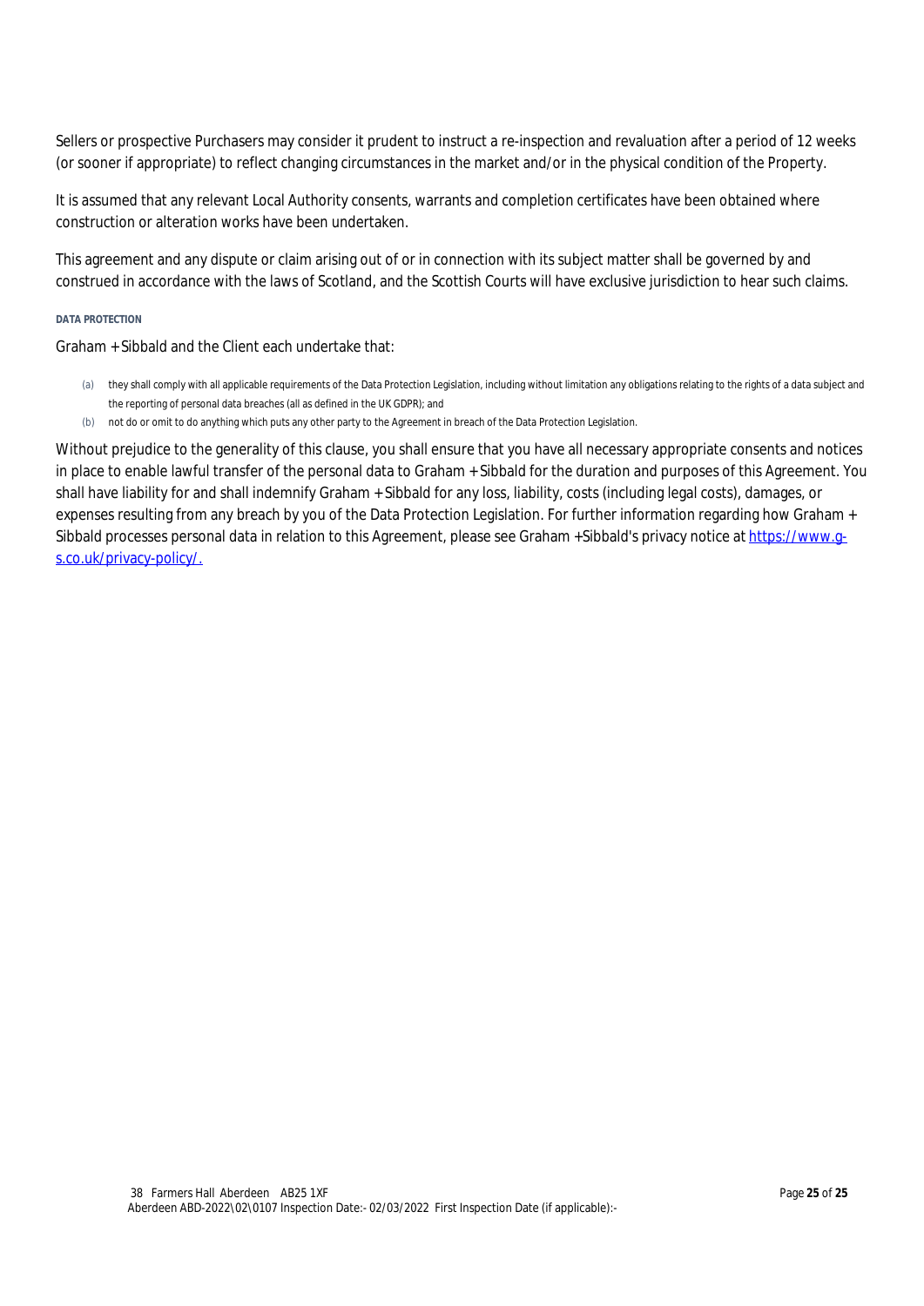Sellers or prospective Purchasers may consider it prudent to instruct a re-inspection and revaluation after a period of 12 weeks (or sooner if appropriate) to reflect changing circumstances in the market and/or in the physical condition of the Property.

It is assumed that any relevant Local Authority consents, warrants and completion certificates have been obtained where construction or alteration works have been undertaken.

This agreement and any dispute or claim arising out of or in connection with its subject matter shall be governed by and construed in accordance with the laws of Scotland, and the Scottish Courts will have exclusive jurisdiction to hear such claims.

#### DATA PROTECTION

Graham + Sibbald and the Client each undertake that:

(a) they shall comply with all applicable requirements of the Data Protection Legislation, including without limitation any obligations relating to the rights of a data subject and the reporting of personal data breaches (all as defined in the UK GDPR); and

(b) not do or omit to do anything which puts any other party to the Agreement in breach of the Data Protection Legislation.

Without prejudice to the generality of this clause, you shall ensure that you have all necessary appropriate consents and notices in place to enable lawful transfer of the personal data to Graham + Sibbald for the duration and purposes of this Agreement. You shall have liability for and shall indemnify Graham + Sibbald for any loss, liability, costs (including legal costs), damages, or expenses resulting from any breach by you of the Data Protection Legislation. For further information regarding how Graham + Sibbald processes personal data in relation to this Agreement, please see Graham +Sibbald's privacy notice at [https://www.g-s.co.uk/privacy-policy/.](https://www.g-s.co.uk/privacy-policy/)

38 Farmers Hall Aberdeen AB25 1XF
Aberdeen ABD-2022\02\0107 Inspection Date:- 02/03/2022 First Inspection Date (if applicable):-